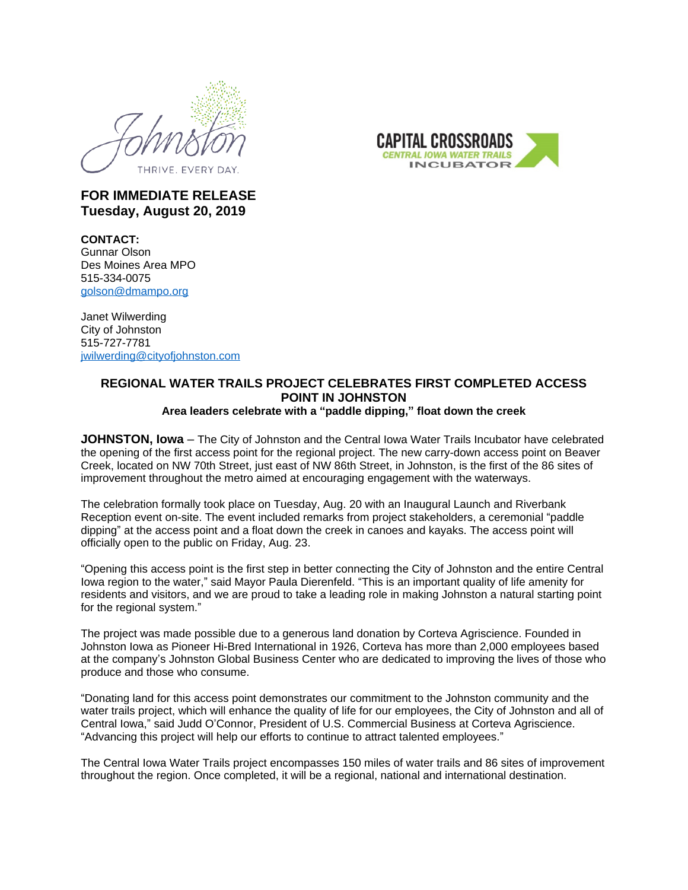Johnston

THRIVE. EVERY DAY.

CAPITAL CROSSROADS

CENTRAL IOWA WATER TRAILS

INCUBATOR

**FOR IMMEDIATE RELEASE**
**Tuesday, August 20, 2019**

**CONTACT:**
Gunnar Olson
Des Moines Area MPO
515-334-0075
golson@dmampo.org

Janet Wilwerding
City of Johnston
515-727-7781
jwilwerding@cityofjohnston.com

## REGIONAL WATER TRAILS PROJECT CELEBRATES FIRST COMPLETED ACCESS POINT IN JOHNSTON

### Area leaders celebrate with a "paddle dipping," float down the creek

**JOHNSTON, Iowa** – The City of Johnston and the Central Iowa Water Trails Incubator have celebrated the opening of the first access point for the regional project. The new carry-down access point on Beaver Creek, located on NW 70th Street, just east of NW 86th Street, in Johnston, is the first of the 86 sites of improvement throughout the metro aimed at encouraging engagement with the waterways.

The celebration formally took place on Tuesday, Aug. 20 with an Inaugural Launch and Riverbank Reception event on-site. The event included remarks from project stakeholders, a ceremonial "paddle dipping" at the access point and a float down the creek in canoes and kayaks. The access point will officially open to the public on Friday, Aug. 23.

"Opening this access point is the first step in better connecting the City of Johnston and the entire Central Iowa region to the water," said Mayor Paula Dierenfeld. "This is an important quality of life amenity for residents and visitors, and we are proud to take a leading role in making Johnston a natural starting point for the regional system."

The project was made possible due to a generous land donation by Corteva Agriscience. Founded in Johnston Iowa as Pioneer Hi-Bred International in 1926, Corteva has more than 2,000 employees based at the company's Johnston Global Business Center who are dedicated to improving the lives of those who produce and those who consume.

"Donating land for this access point demonstrates our commitment to the Johnston community and the water trails project, which will enhance the quality of life for our employees, the City of Johnston and all of Central Iowa," said Judd O'Connor, President of U.S. Commercial Business at Corteva Agriscience. "Advancing this project will help our efforts to continue to attract talented employees."

The Central Iowa Water Trails project encompasses 150 miles of water trails and 86 sites of improvement throughout the region. Once completed, it will be a regional, national and international destination.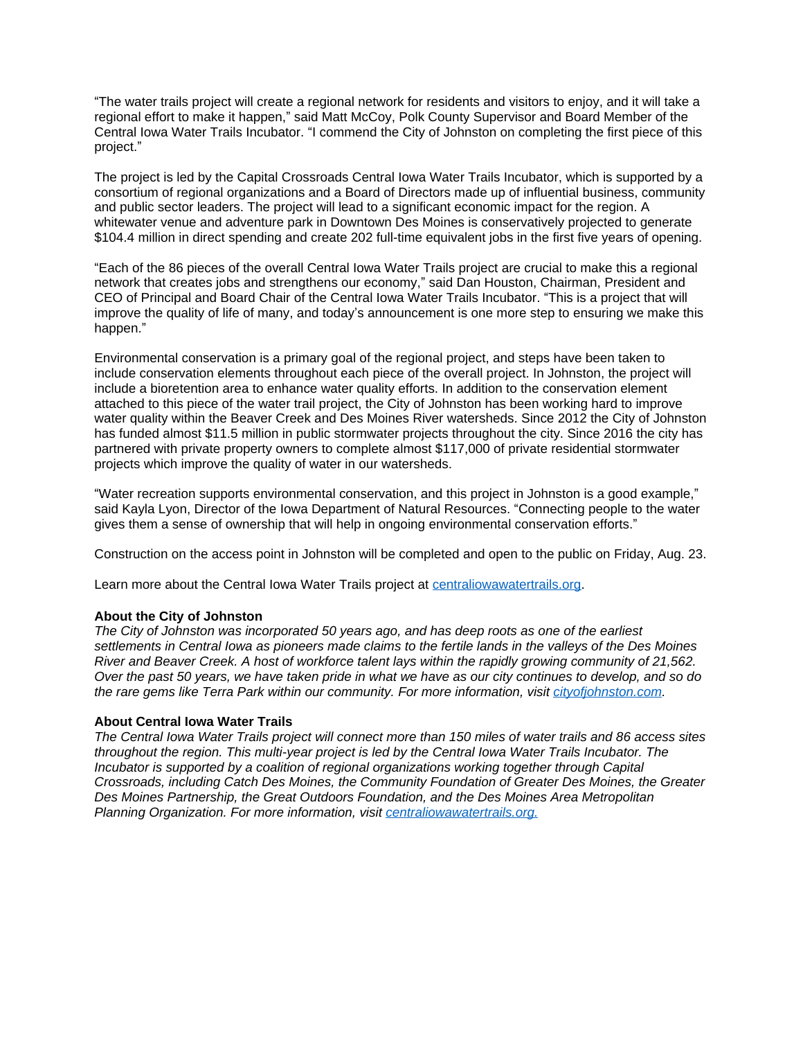"The water trails project will create a regional network for residents and visitors to enjoy, and it will take a regional effort to make it happen," said Matt McCoy, Polk County Supervisor and Board Member of the Central Iowa Water Trails Incubator. "I commend the City of Johnston on completing the first piece of this project."

The project is led by the Capital Crossroads Central Iowa Water Trails Incubator, which is supported by a consortium of regional organizations and a Board of Directors made up of influential business, community and public sector leaders. The project will lead to a significant economic impact for the region. A whitewater venue and adventure park in Downtown Des Moines is conservatively projected to generate $104.4 million in direct spending and create 202 full-time equivalent jobs in the first five years of opening.

"Each of the 86 pieces of the overall Central Iowa Water Trails project are crucial to make this a regional network that creates jobs and strengthens our economy," said Dan Houston, Chairman, President and CEO of Principal and Board Chair of the Central Iowa Water Trails Incubator. "This is a project that will improve the quality of life of many, and today's announcement is one more step to ensuring we make this happen."

Environmental conservation is a primary goal of the regional project, and steps have been taken to include conservation elements throughout each piece of the overall project. In Johnston, the project will include a bioretention area to enhance water quality efforts. In addition to the conservation element attached to this piece of the water trail project, the City of Johnston has been working hard to improve water quality within the Beaver Creek and Des Moines River watersheds. Since 2012 the City of Johnston has funded almost $11.5 million in public stormwater projects throughout the city. Since 2016 the city has partnered with private property owners to complete almost $117,000 of private residential stormwater projects which improve the quality of water in our watersheds.

"Water recreation supports environmental conservation, and this project in Johnston is a good example," said Kayla Lyon, Director of the Iowa Department of Natural Resources. "Connecting people to the water gives them a sense of ownership that will help in ongoing environmental conservation efforts."

Construction on the access point in Johnston will be completed and open to the public on Friday, Aug. 23.

Learn more about the Central Iowa Water Trails project at [centraliowawatertrails.org](centraliowawatertrails.org).

**About the City of Johnston**
*The City of Johnston was incorporated 50 years ago, and has deep roots as one of the earliest settlements in Central Iowa as pioneers made claims to the fertile lands in the valleys of the Des Moines River and Beaver Creek. A host of workforce talent lays within the rapidly growing community of 21,562. Over the past 50 years, we have taken pride in what we have as our city continues to develop, and so do the rare gems like Terra Park within our community. For more information, visit [cityofjohnston.com](cityofjohnston.com).*

**About Central Iowa Water Trails**
*The Central Iowa Water Trails project will connect more than 150 miles of water trails and 86 access sites throughout the region. This multi-year project is led by the Central Iowa Water Trails Incubator. The Incubator is supported by a coalition of regional organizations working together through Capital Crossroads, including Catch Des Moines, the Community Foundation of Greater Des Moines, the Greater Des Moines Partnership, the Great Outdoors Foundation, and the Des Moines Area Metropolitan Planning Organization. For more information, visit [centraliowawatertrails.org.](centraliowawatertrails.org)*